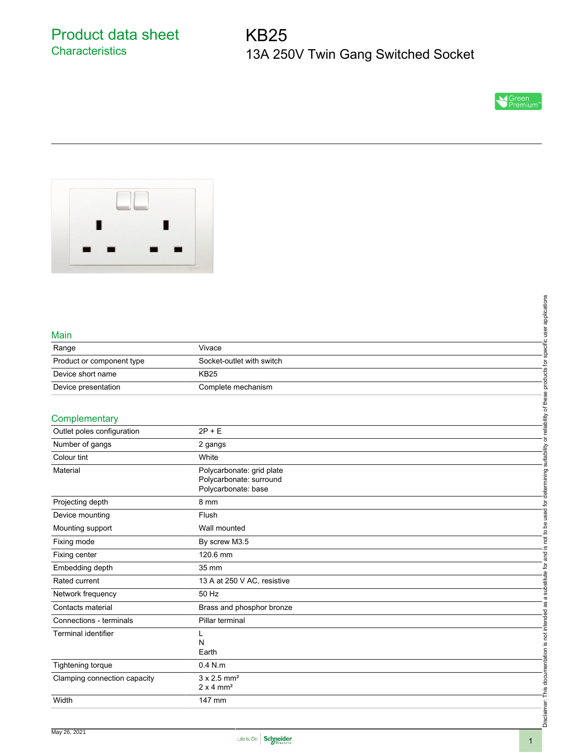# Product data sheet
## Characteristics

# KB25
## 13A 250V Twin Gang Switched Socket

Green Premium™

### Main

| | |
|---|---|
| Range | Vivace |
| Product or component type | Socket-outlet with switch |
| Device short name | KB25 |
| Device presentation | Complete mechanism |

### Complementary

| | |
|---|---|
| Outlet poles configuration | 2P + E |
| Number of gangs | 2 gangs |
| Colour tint | White |
| Material | Polycarbonate: grid plate<br>Polycarbonate: surround<br>Polycarbonate: base |
| Projecting depth | 8 mm |
| Device mounting | Flush |
| Mounting support | Wall mounted |
| Fixing mode | By screw M3.5 |
| Fixing center | 120.6 mm |
| Embedding depth | 35 mm |
| Rated current | 13 A at 250 V AC, resistive |
| Network frequency | 50 Hz |
| Contacts material | Brass and phosphor bronze |
| Connections - terminals | Pillar terminal |
| Terminal identifier | L<br>N<br>Earth |
| Tightening torque | 0.4 N.m |
| Clamping connection capacity | 3 x 2.5 mm²<br>2 x 4 mm² |
| Width | 147 mm |

Disclaimer: This documentation is not intended as a substitute for and is not to be used for determining suitability or reliability of these products for specific user applications

May 26, 2021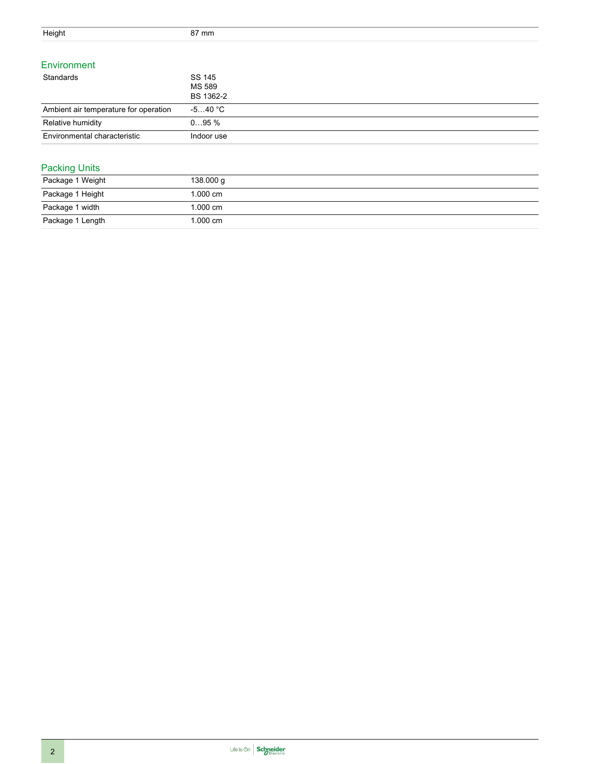| | |
|---|---|
| Height | 87 mm |

## Environment

| | |
|---|---|
| Standards | SS 145<br>MS 589<br>BS 1362-2 |
| Ambient air temperature for operation | -5…40 °C |
| Relative humidity | 0…95 % |
| Environmental characteristic | Indoor use |

## Packing Units

| | |
|---|---|
| Package 1 Weight | 138.000 g |
| Package 1 Height | 1.000 cm |
| Package 1 width | 1.000 cm |
| Package 1 Length | 1.000 cm |